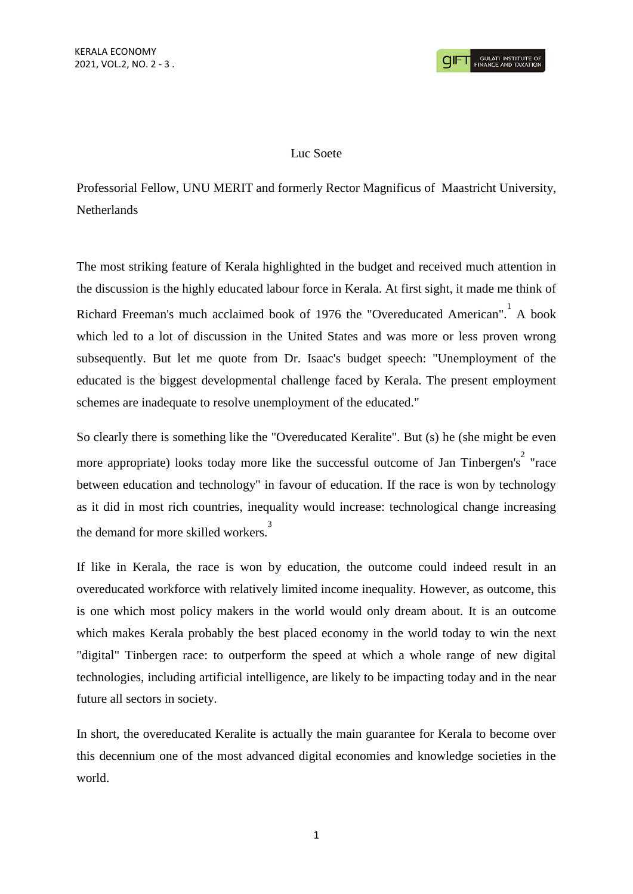Luc Soete

Professorial Fellow, UNU MERIT and formerly Rector Magnificus of Maastricht University, Netherlands

The most striking feature of Kerala highlighted in the budget and received much attention in the discussion is the highly educated labour force in Kerala. At first sight, it made me think of Richard Freeman's much acclaimed book of 1976 the "Overeducated American".[1] A book which led to a lot of discussion in the United States and was more or less proven wrong subsequently. But let me quote from Dr. Isaac's budget speech: "Unemployment of the educated is the biggest developmental challenge faced by Kerala. The present employment schemes are inadequate to resolve unemployment of the educated."

So clearly there is something like the "Overeducated Keralite". But (s) he (she might be even more appropriate) looks today more like the successful outcome of Jan Tinbergen's[2] "race between education and technology" in favour of education. If the race is won by technology as it did in most rich countries, inequality would increase: technological change increasing the demand for more skilled workers.[3]

If like in Kerala, the race is won by education, the outcome could indeed result in an overeducated workforce with relatively limited income inequality. However, as outcome, this is one which most policy makers in the world would only dream about. It is an outcome which makes Kerala probably the best placed economy in the world today to win the next "digital" Tinbergen race: to outperform the speed at which a whole range of new digital technologies, including artificial intelligence, are likely to be impacting today and in the near future all sectors in society.

In short, the overeducated Keralite is actually the main guarantee for Kerala to become over this decennium one of the most advanced digital economies and knowledge societies in the world.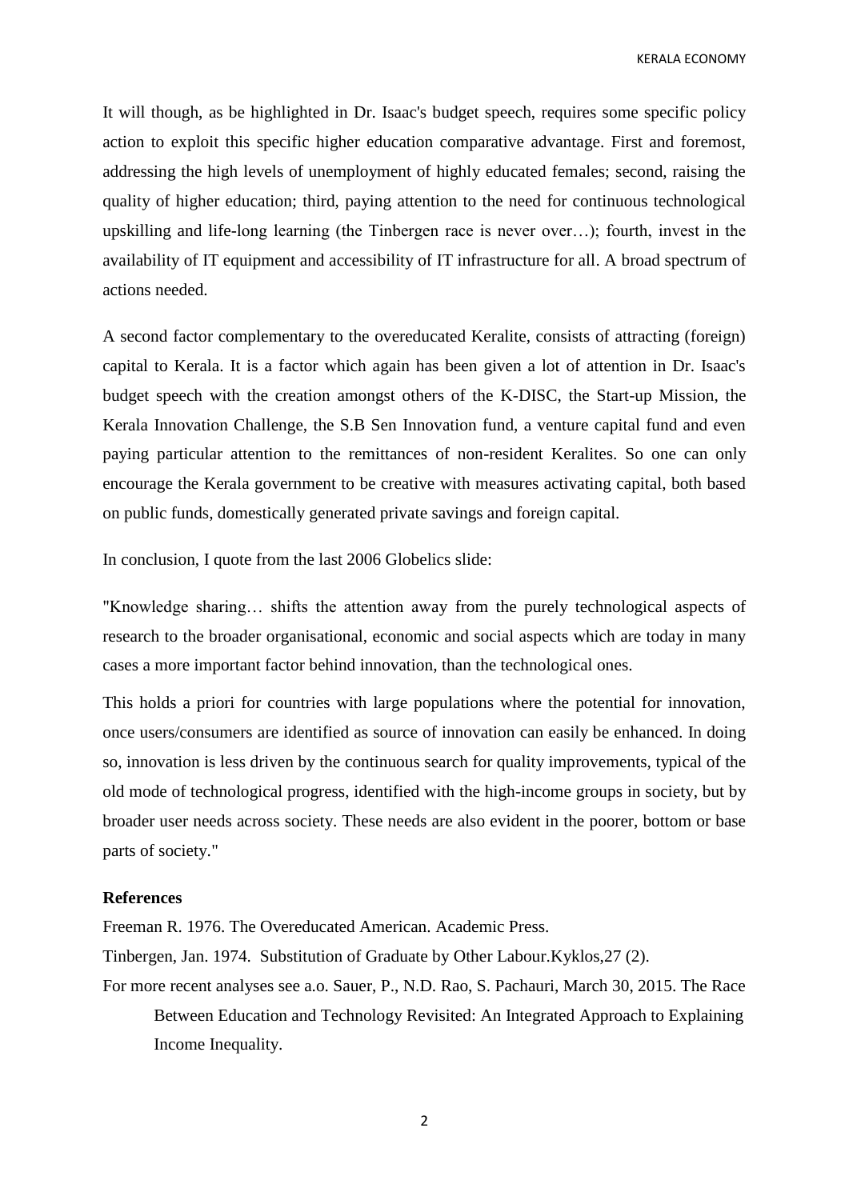It will though, as be highlighted in Dr. Isaac's budget speech, requires some specific policy action to exploit this specific higher education comparative advantage. First and foremost, addressing the high levels of unemployment of highly educated females; second, raising the quality of higher education; third, paying attention to the need for continuous technological upskilling and life-long learning (the Tinbergen race is never over…); fourth, invest in the availability of IT equipment and accessibility of IT infrastructure for all. A broad spectrum of actions needed.

A second factor complementary to the overeducated Keralite, consists of attracting (foreign) capital to Kerala. It is a factor which again has been given a lot of attention in Dr. Isaac's budget speech with the creation amongst others of the K-DISC, the Start-up Mission, the Kerala Innovation Challenge, the S.B Sen Innovation fund, a venture capital fund and even paying particular attention to the remittances of non-resident Keralites. So one can only encourage the Kerala government to be creative with measures activating capital, both based on public funds, domestically generated private savings and foreign capital.

In conclusion, I quote from the last 2006 Globelics slide:

"Knowledge sharing… shifts the attention away from the purely technological aspects of research to the broader organisational, economic and social aspects which are today in many cases a more important factor behind innovation, than the technological ones.

This holds a priori for countries with large populations where the potential for innovation, once users/consumers are identified as source of innovation can easily be enhanced. In doing so, innovation is less driven by the continuous search for quality improvements, typical of the old mode of technological progress, identified with the high-income groups in society, but by broader user needs across society. These needs are also evident in the poorer, bottom or base parts of society."

**References**

Freeman R. 1976. The Overeducated American. Academic Press.

Tinbergen, Jan. 1974. Substitution of Graduate by Other Labour.Kyklos,27 (2).

For more recent analyses see a.o. Sauer, P., N.D. Rao, S. Pachauri, March 30, 2015. The Race Between Education and Technology Revisited: An Integrated Approach to Explaining Income Inequality.